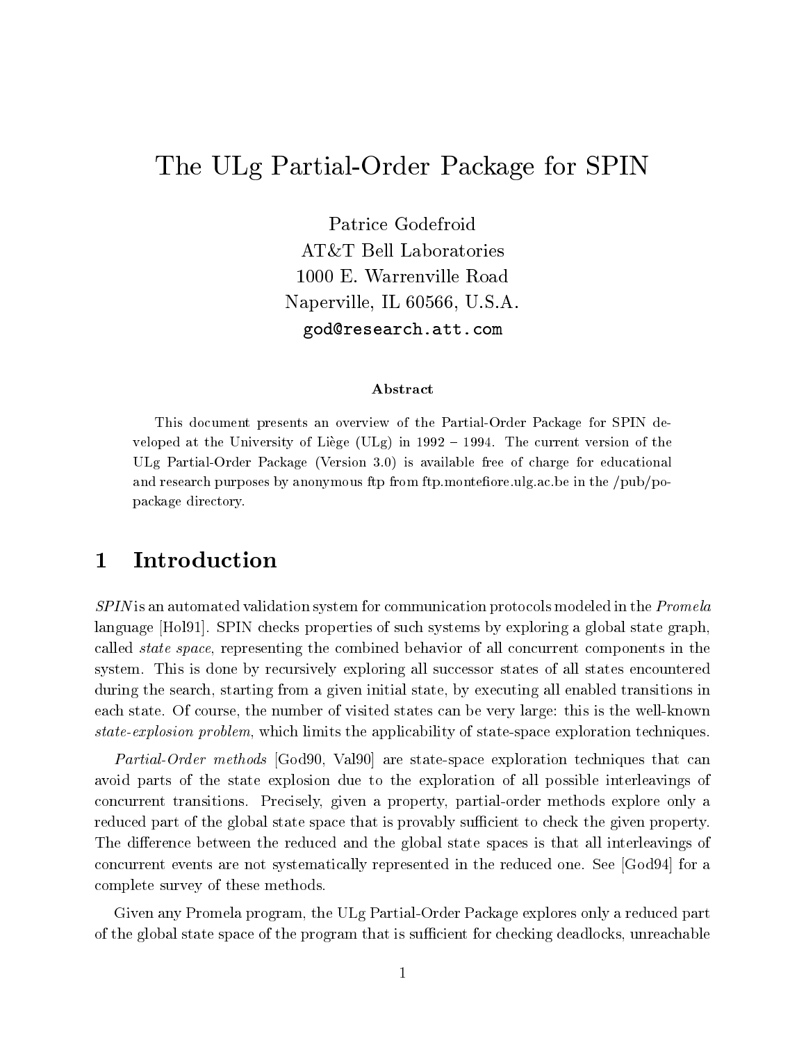# The ULg Partial-Order Package for SPIN

Patrice Godefroid
AT&T Bell Laboratories
1000 E. Warrenville Road
Naperville, IL 60566, U.S.A.
`god@research.att.com`

### Abstract

This document presents an overview of the Partial-Order Package for SPIN developed at the University of Liège (ULg) in 1992 – 1994. The current version of the ULg Partial-Order Package (Version 3.0) is available free of charge for educational and research purposes by anonymous ftp from ftp.montefiore.ulg.ac.be in the /pub/po-package directory.

## 1 Introduction

*SPIN* is an automated validation system for communication protocols modeled in the *Promela* language [Hol91]. SPIN checks properties of such systems by exploring a global state graph, called *state space*, representing the combined behavior of all concurrent components in the system. This is done by recursively exploring all successor states of all states encountered during the search, starting from a given initial state, by executing all enabled transitions in each state. Of course, the number of visited states can be very large: this is the well-known *state-explosion problem*, which limits the applicability of state-space exploration techniques.

*Partial-Order methods* [God90, Val90] are state-space exploration techniques that can avoid parts of the state explosion due to the exploration of all possible interleavings of concurrent transitions. Precisely, given a property, partial-order methods explore only a reduced part of the global state space that is provably sufficient to check the given property. The difference between the reduced and the global state spaces is that all interleavings of concurrent events are not systematically represented in the reduced one. See [God94] for a complete survey of these methods.

Given any Promela program, the ULg Partial-Order Package explores only a reduced part of the global state space of the program that is sufficient for checking deadlocks, unreachable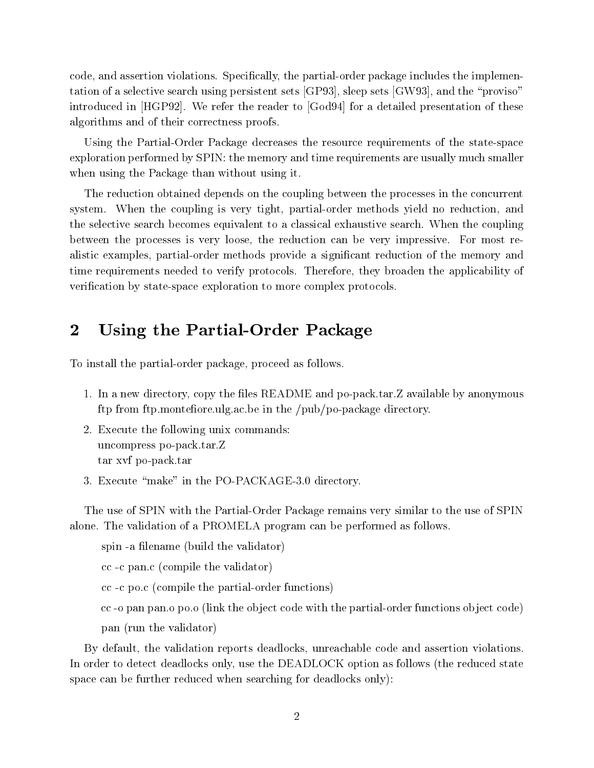code, and assertion violations. Specifically, the partial-order package includes the implementation of a selective search using persistent sets [GP93], sleep sets [GW93], and the "proviso" introduced in [HGP92]. We refer the reader to [God94] for a detailed presentation of these algorithms and of their correctness proofs.

Using the Partial-Order Package decreases the resource requirements of the state-space exploration performed by SPIN: the memory and time requirements are usually much smaller when using the Package than without using it.

The reduction obtained depends on the coupling between the processes in the concurrent system. When the coupling is very tight, partial-order methods yield no reduction, and the selective search becomes equivalent to a classical exhaustive search. When the coupling between the processes is very loose, the reduction can be very impressive. For most realistic examples, partial-order methods provide a significant reduction of the memory and time requirements needed to verify protocols. Therefore, they broaden the applicability of verification by state-space exploration to more complex protocols.

## 2 Using the Partial-Order Package

To install the partial-order package, proceed as follows.

1. In a new directory, copy the files README and po-pack.tar.Z available by anonymous ftp from ftp.montefiore.ulg.ac.be in the /pub/po-package directory.
2. Execute the following unix commands:
   uncompress po-pack.tar.Z
   tar xvf po-pack.tar
3. Execute "make" in the PO-PACKAGE-3.0 directory.

The use of SPIN with the Partial-Order Package remains very similar to the use of SPIN alone. The validation of a PROMELA program can be performed as follows.

spin -a filename (build the validator)

cc -c pan.c (compile the validator)

cc -c po.c (compile the partial-order functions)

cc -o pan pan.o po.o (link the object code with the partial-order functions object code)

pan (run the validator)

By default, the validation reports deadlocks, unreachable code and assertion violations. In order to detect deadlocks only, use the DEADLOCK option as follows (the reduced state space can be further reduced when searching for deadlocks only):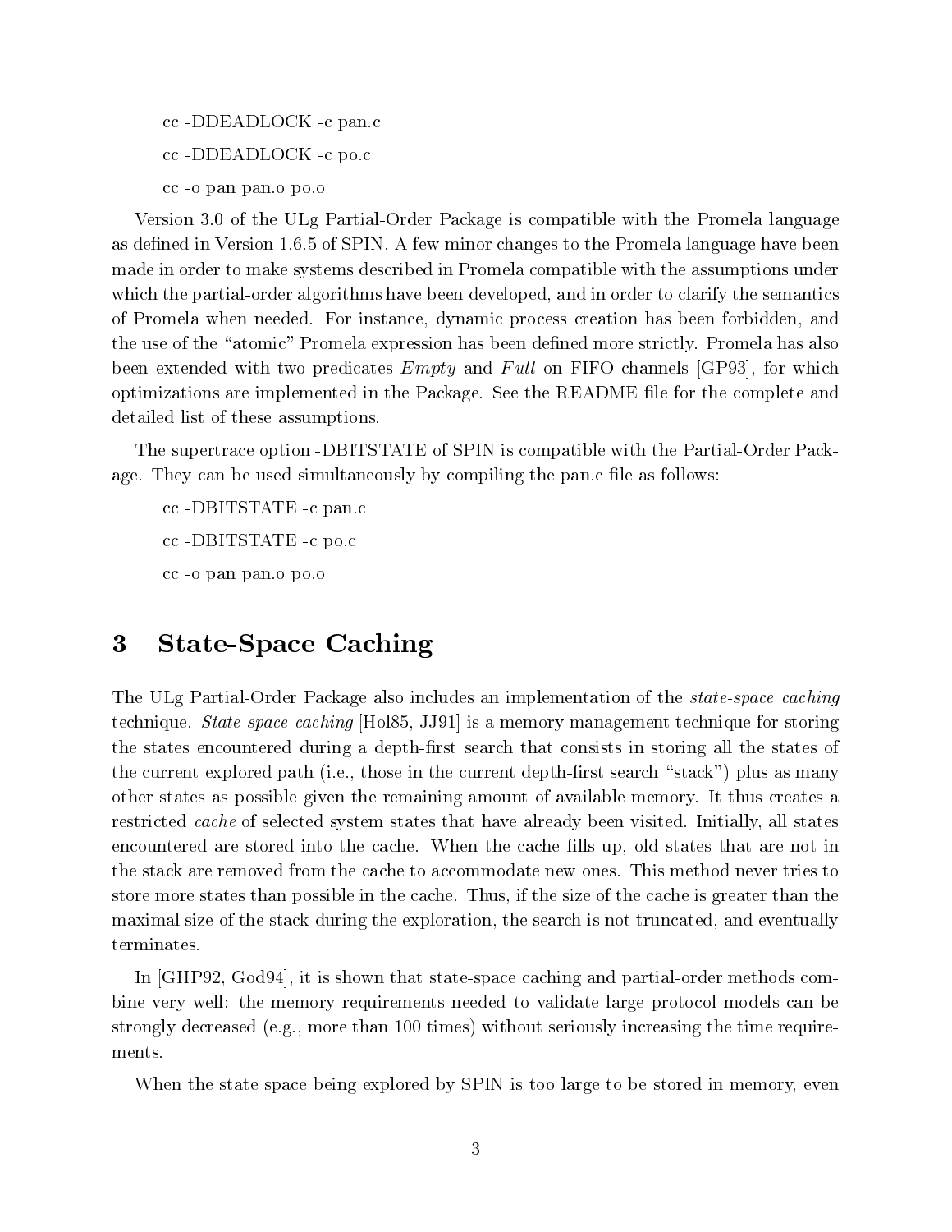```
cc -DDEADLOCK -c pan.c
cc -DDEADLOCK -c po.c
cc -o pan pan.o po.o
```

Version 3.0 of the ULg Partial-Order Package is compatible with the Promela language as defined in Version 1.6.5 of SPIN. A few minor changes to the Promela language have been made in order to make systems described in Promela compatible with the assumptions under which the partial-order algorithms have been developed, and in order to clarify the semantics of Promela when needed. For instance, dynamic process creation has been forbidden, and the use of the "atomic" Promela expression has been defined more strictly. Promela has also been extended with two predicates *Empty* and *Full* on FIFO channels [GP93], for which optimizations are implemented in the Package. See the README file for the complete and detailed list of these assumptions.

The supertrace option -DBITSTATE of SPIN is compatible with the Partial-Order Package. They can be used simultaneously by compiling the pan.c file as follows:

```
cc -DBITSTATE -c pan.c
cc -DBITSTATE -c po.c
cc -o pan pan.o po.o
```

# 3 State-Space Caching

The ULg Partial-Order Package also includes an implementation of the *state-space caching* technique. *State-space caching* [Hol85, JJ91] is a memory management technique for storing the states encountered during a depth-first search that consists in storing all the states of the current explored path (i.e., those in the current depth-first search "stack") plus as many other states as possible given the remaining amount of available memory. It thus creates a restricted *cache* of selected system states that have already been visited. Initially, all states encountered are stored into the cache. When the cache fills up, old states that are not in the stack are removed from the cache to accommodate new ones. This method never tries to store more states than possible in the cache. Thus, if the size of the cache is greater than the maximal size of the stack during the exploration, the search is not truncated, and eventually terminates.

In [GHP92, God94], it is shown that state-space caching and partial-order methods combine very well: the memory requirements needed to validate large protocol models can be strongly decreased (e.g., more than 100 times) without seriously increasing the time requirements.

When the state space being explored by SPIN is too large to be stored in memory, even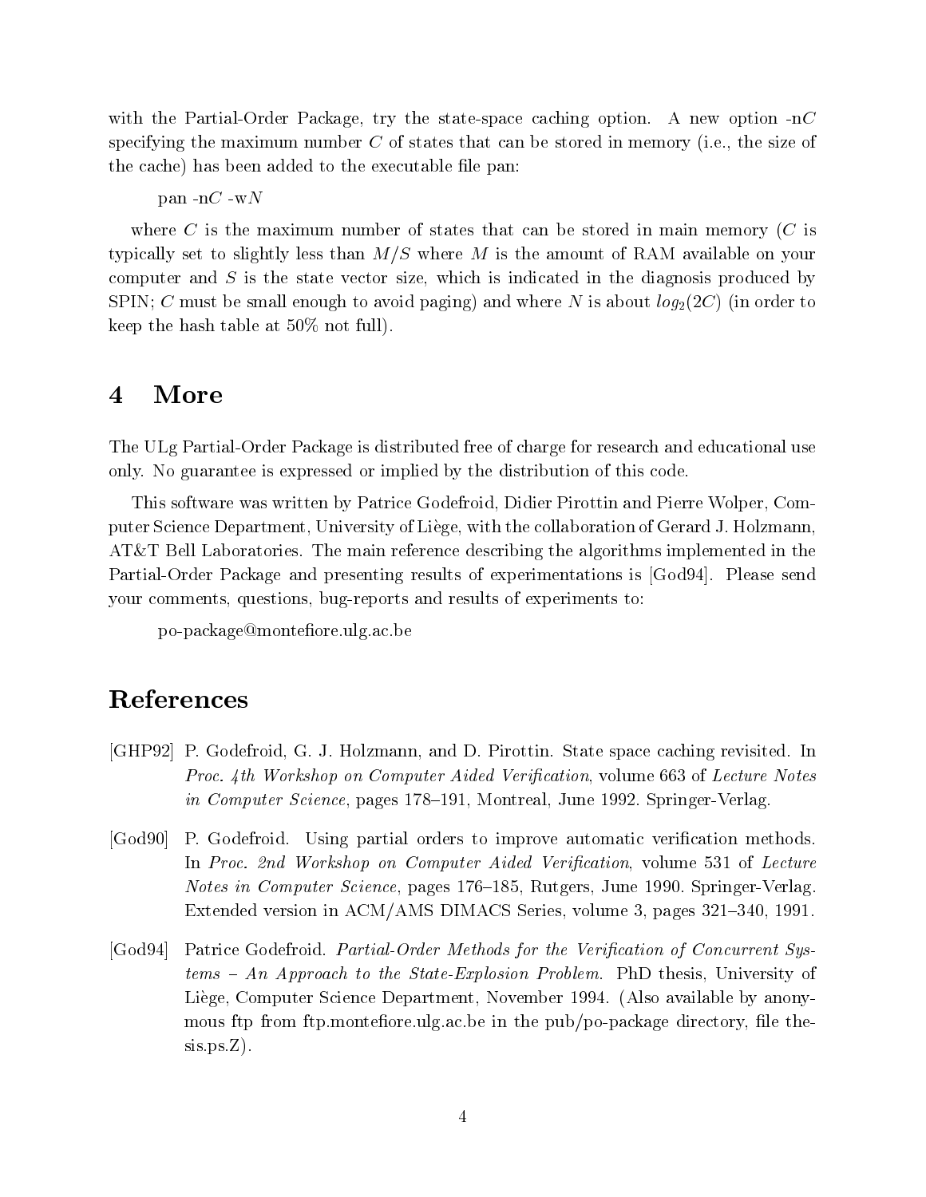with the Partial-Order Package, try the state-space caching option. A new option -n$C$ specifying the maximum number $C$ of states that can be stored in memory (i.e., the size of the cache) has been added to the executable file pan:

pan -n$C$ -w$N$

where $C$ is the maximum number of states that can be stored in main memory ($C$ is typically set to slightly less than $M/S$ where $M$ is the amount of RAM available on your computer and $S$ is the state vector size, which is indicated in the diagnosis produced by SPIN; $C$ must be small enough to avoid paging) and where $N$ is about $log_2(2C)$ (in order to keep the hash table at 50% not full).

# 4 More

The ULg Partial-Order Package is distributed free of charge for research and educational use only. No guarantee is expressed or implied by the distribution of this code.

This software was written by Patrice Godefroid, Didier Pirottin and Pierre Wolper, Computer Science Department, University of Liège, with the collaboration of Gerard J. Holzmann, AT&T Bell Laboratories. The main reference describing the algorithms implemented in the Partial-Order Package and presenting results of experimentations is [God94]. Please send your comments, questions, bug-reports and results of experiments to:

po-package@montefiore.ulg.ac.be

# References

[GHP92] P. Godefroid, G. J. Holzmann, and D. Pirottin. State space caching revisited. In *Proc. 4th Workshop on Computer Aided Verification*, volume 663 of *Lecture Notes in Computer Science*, pages 178–191, Montreal, June 1992. Springer-Verlag.

[God90] P. Godefroid. Using partial orders to improve automatic verification methods. In *Proc. 2nd Workshop on Computer Aided Verification*, volume 531 of *Lecture Notes in Computer Science*, pages 176–185, Rutgers, June 1990. Springer-Verlag. Extended version in ACM/AMS DIMACS Series, volume 3, pages 321–340, 1991.

[God94] Patrice Godefroid. *Partial-Order Methods for the Verification of Concurrent Systems – An Approach to the State-Explosion Problem.* PhD thesis, University of Liège, Computer Science Department, November 1994. (Also available by anonymous ftp from ftp.montefiore.ulg.ac.be in the pub/po-package directory, file thesis.ps.Z).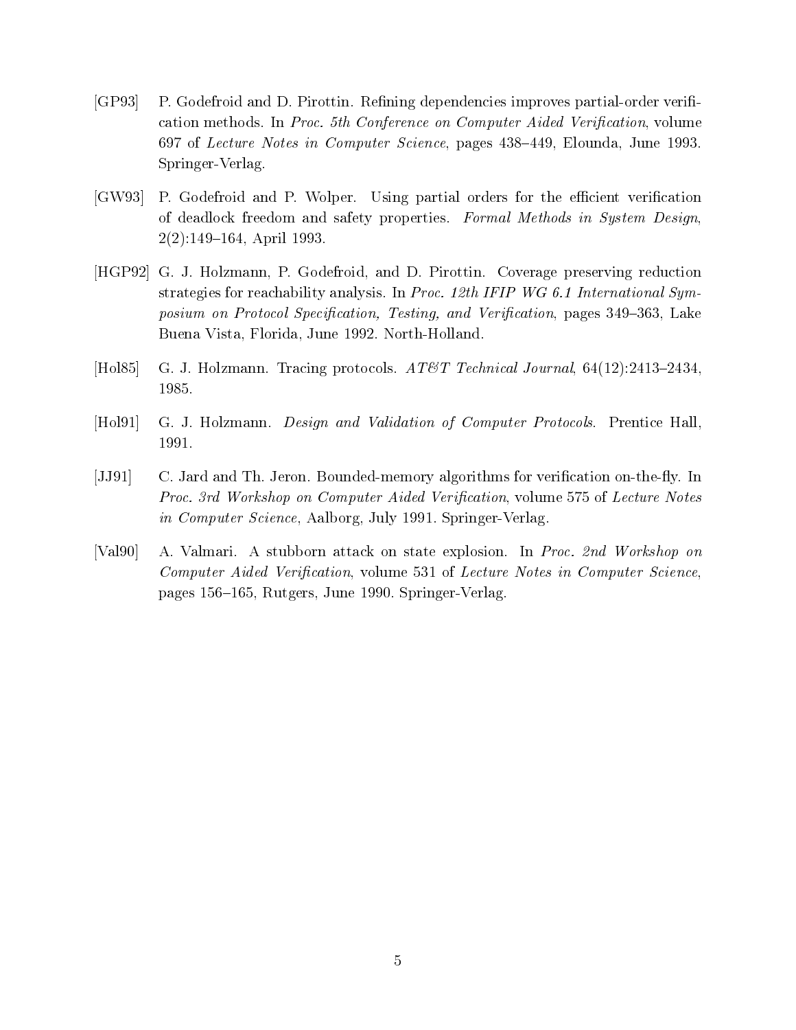[GP93] P. Godefroid and D. Pirottin. Refining dependencies improves partial-order verification methods. In *Proc. 5th Conference on Computer Aided Verification*, volume 697 of *Lecture Notes in Computer Science*, pages 438–449, Elounda, June 1993. Springer-Verlag.

[GW93] P. Godefroid and P. Wolper. Using partial orders for the efficient verification of deadlock freedom and safety properties. *Formal Methods in System Design*, 2(2):149–164, April 1993.

[HGP92] G. J. Holzmann, P. Godefroid, and D. Pirottin. Coverage preserving reduction strategies for reachability analysis. In *Proc. 12th IFIP WG 6.1 International Symposium on Protocol Specification, Testing, and Verification*, pages 349–363, Lake Buena Vista, Florida, June 1992. North-Holland.

[Hol85] G. J. Holzmann. Tracing protocols. *AT&T Technical Journal*, 64(12):2413–2434, 1985.

[Hol91] G. J. Holzmann. *Design and Validation of Computer Protocols*. Prentice Hall, 1991.

[JJ91] C. Jard and Th. Jeron. Bounded-memory algorithms for verification on-the-fly. In *Proc. 3rd Workshop on Computer Aided Verification*, volume 575 of *Lecture Notes in Computer Science*, Aalborg, July 1991. Springer-Verlag.

[Val90] A. Valmari. A stubborn attack on state explosion. In *Proc. 2nd Workshop on Computer Aided Verification*, volume 531 of *Lecture Notes in Computer Science*, pages 156–165, Rutgers, June 1990. Springer-Verlag.